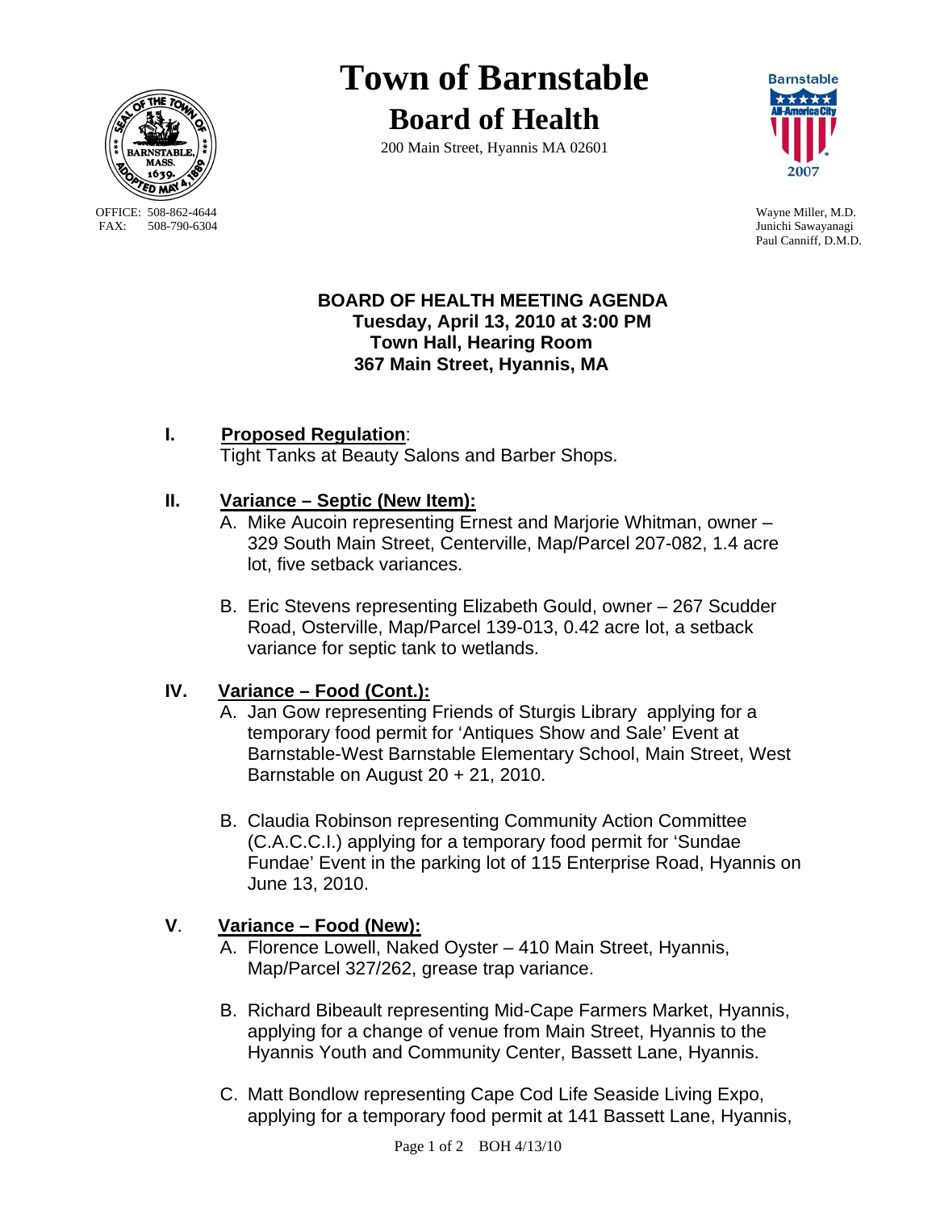# Town of Barnstable

## Board of Health

200 Main Street, Hyannis MA 02601

OFFICE: 508-862-4644
FAX: 508-790-6304

Wayne Miller, M.D.
Junichi Sawayanagi
Paul Canniff, D.M.D.

**BOARD OF HEALTH MEETING AGENDA**
**Tuesday, April 13, 2010 at 3:00 PM**
**Town Hall, Hearing Room**
**367 Main Street, Hyannis, MA**

**I. Proposed Regulation:**
Tight Tanks at Beauty Salons and Barber Shops.

**II. Variance – Septic (New Item):**

A. Mike Aucoin representing Ernest and Marjorie Whitman, owner – 329 South Main Street, Centerville, Map/Parcel 207-082, 1.4 acre lot, five setback variances.

B. Eric Stevens representing Elizabeth Gould, owner – 267 Scudder Road, Osterville, Map/Parcel 139-013, 0.42 acre lot, a setback variance for septic tank to wetlands.

**IV. Variance – Food (Cont.):**

A. Jan Gow representing Friends of Sturgis Library applying for a temporary food permit for 'Antiques Show and Sale' Event at Barnstable-West Barnstable Elementary School, Main Street, West Barnstable on August 20 + 21, 2010.

B. Claudia Robinson representing Community Action Committee (C.A.C.C.I.) applying for a temporary food permit for 'Sundae Fundae' Event in the parking lot of 115 Enterprise Road, Hyannis on June 13, 2010.

**V. Variance – Food (New):**

A. Florence Lowell, Naked Oyster – 410 Main Street, Hyannis, Map/Parcel 327/262, grease trap variance.

B. Richard Bibeault representing Mid-Cape Farmers Market, Hyannis, applying for a change of venue from Main Street, Hyannis to the Hyannis Youth and Community Center, Bassett Lane, Hyannis.

C. Matt Bondlow representing Cape Cod Life Seaside Living Expo, applying for a temporary food permit at 141 Bassett Lane, Hyannis,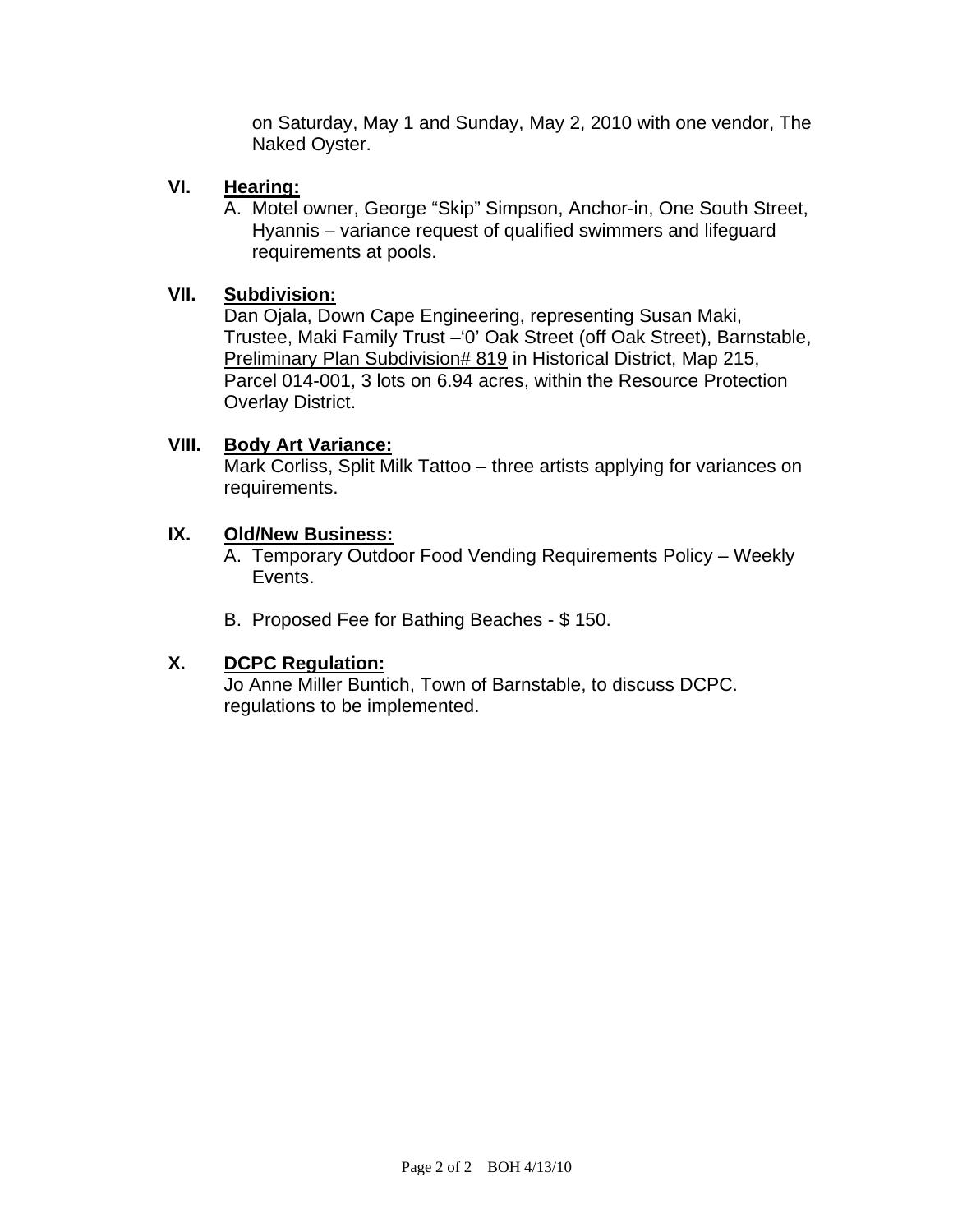on Saturday, May 1 and Sunday, May 2, 2010 with one vendor, The Naked Oyster.

**VI. Hearing:**

A. Motel owner, George "Skip" Simpson, Anchor-in, One South Street, Hyannis – variance request of qualified swimmers and lifeguard requirements at pools.

**VII. Subdivision:**

Dan Ojala, Down Cape Engineering, representing Susan Maki, Trustee, Maki Family Trust –'0' Oak Street (off Oak Street), Barnstable, Preliminary Plan Subdivision# 819 in Historical District, Map 215, Parcel 014-001, 3 lots on 6.94 acres, within the Resource Protection Overlay District.

**VIII. Body Art Variance:**

Mark Corliss, Split Milk Tattoo – three artists applying for variances on requirements.

**IX. Old/New Business:**

A. Temporary Outdoor Food Vending Requirements Policy – Weekly Events.

B. Proposed Fee for Bathing Beaches - $ 150.

**X. DCPC Regulation:**

Jo Anne Miller Buntich, Town of Barnstable, to discuss DCPC. regulations to be implemented.